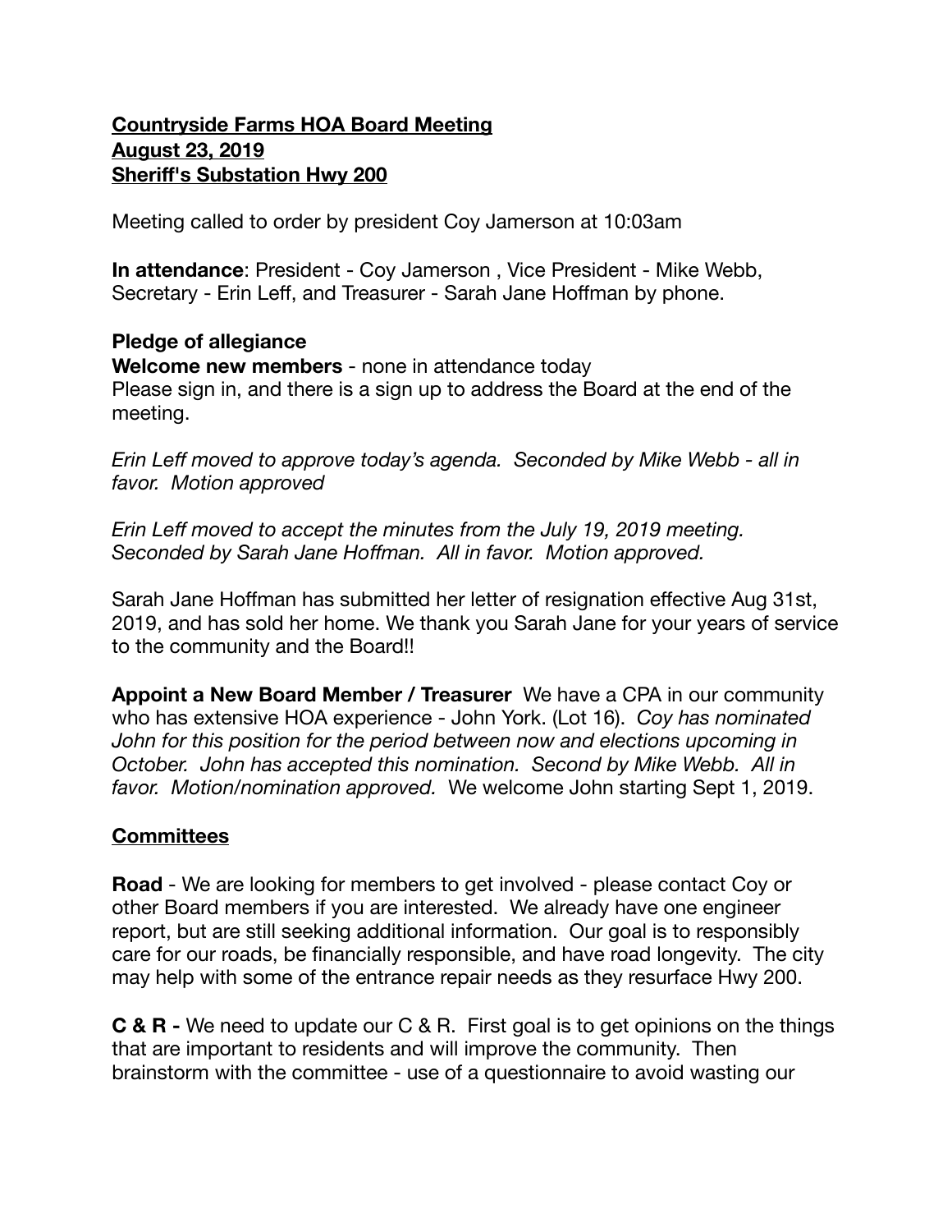**Countryside Farms HOA Board Meeting**
**August 23, 2019**
**Sheriff's Substation Hwy 200**

Meeting called to order by president Coy Jamerson at 10:03am

**In attendance**: President - Coy Jamerson , Vice President - Mike Webb, Secretary - Erin Leff, and Treasurer - Sarah Jane Hoffman by phone.

**Pledge of allegiance**
**Welcome new members** - none in attendance today
Please sign in, and there is a sign up to address the Board at the end of the meeting.

*Erin Leff moved to approve today's agenda. Seconded by Mike Webb - all in favor. Motion approved*

*Erin Leff moved to accept the minutes from the July 19, 2019 meeting. Seconded by Sarah Jane Hoffman. All in favor. Motion approved.*

Sarah Jane Hoffman has submitted her letter of resignation effective Aug 31st, 2019, and has sold her home. We thank you Sarah Jane for your years of service to the community and the Board!!

**Appoint a New Board Member / Treasurer** We have a CPA in our community who has extensive HOA experience - John York. (Lot 16). *Coy has nominated John for this position for the period between now and elections upcoming in October. John has accepted this nomination. Second by Mike Webb. All in favor. Motion/nomination approved.* We welcome John starting Sept 1, 2019.

## Committees

**Road** - We are looking for members to get involved - please contact Coy or other Board members if you are interested. We already have one engineer report, but are still seeking additional information. Our goal is to responsibly care for our roads, be financially responsible, and have road longevity. The city may help with some of the entrance repair needs as they resurface Hwy 200.

**C & R -** We need to update our C & R. First goal is to get opinions on the things that are important to residents and will improve the community. Then brainstorm with the committee - use of a questionnaire to avoid wasting our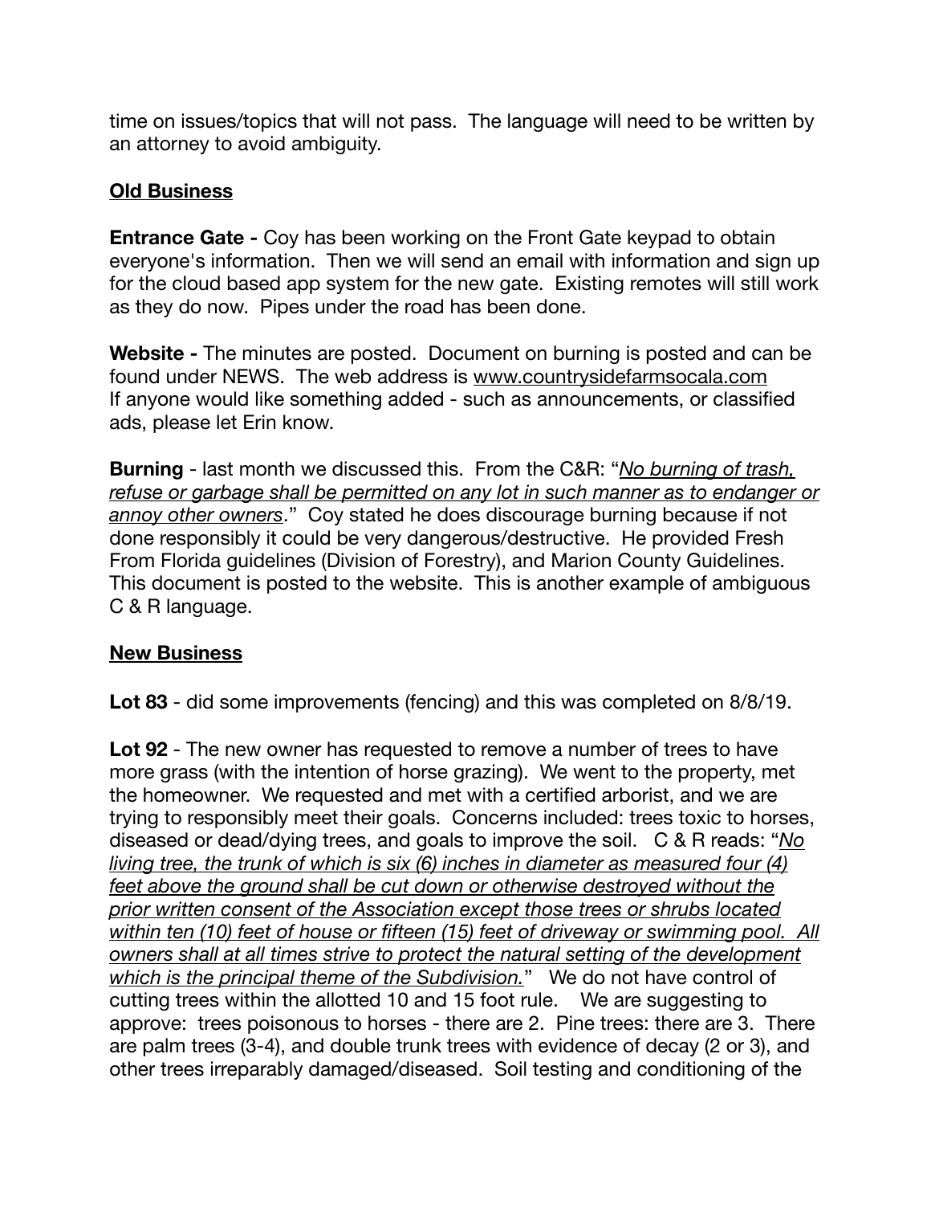time on issues/topics that will not pass. The language will need to be written by an attorney to avoid ambiguity.

**Old Business**

**Entrance Gate -** Coy has been working on the Front Gate keypad to obtain everyone's information. Then we will send an email with information and sign up for the cloud based app system for the new gate. Existing remotes will still work as they do now. Pipes under the road has been done.

**Website -** The minutes are posted. Document on burning is posted and can be found under NEWS. The web address is www.countrysidefarmsocala.com
If anyone would like something added - such as announcements, or classified ads, please let Erin know.

**Burning** - last month we discussed this. From the C&R: "*No burning of trash, refuse or garbage shall be permitted on any lot in such manner as to endanger or annoy other owners*." Coy stated he does discourage burning because if not done responsibly it could be very dangerous/destructive. He provided Fresh From Florida guidelines (Division of Forestry), and Marion County Guidelines. This document is posted to the website. This is another example of ambiguous C & R language.

**New Business**

**Lot 83** - did some improvements (fencing) and this was completed on 8/8/19.

**Lot 92** - The new owner has requested to remove a number of trees to have more grass (with the intention of horse grazing). We went to the property, met the homeowner. We requested and met with a certified arborist, and we are trying to responsibly meet their goals. Concerns included: trees toxic to horses, diseased or dead/dying trees, and goals to improve the soil. C & R reads: "*No living tree, the trunk of which is six (6) inches in diameter as measured four (4) feet above the ground shall be cut down or otherwise destroyed without the prior written consent of the Association except those trees or shrubs located within ten (10) feet of house or fifteen (15) feet of driveway or swimming pool. All owners shall at all times strive to protect the natural setting of the development which is the principal theme of the Subdivision.*" We do not have control of cutting trees within the allotted 10 and 15 foot rule. We are suggesting to approve: trees poisonous to horses - there are 2. Pine trees: there are 3. There are palm trees (3-4), and double trunk trees with evidence of decay (2 or 3), and other trees irreparably damaged/diseased. Soil testing and conditioning of the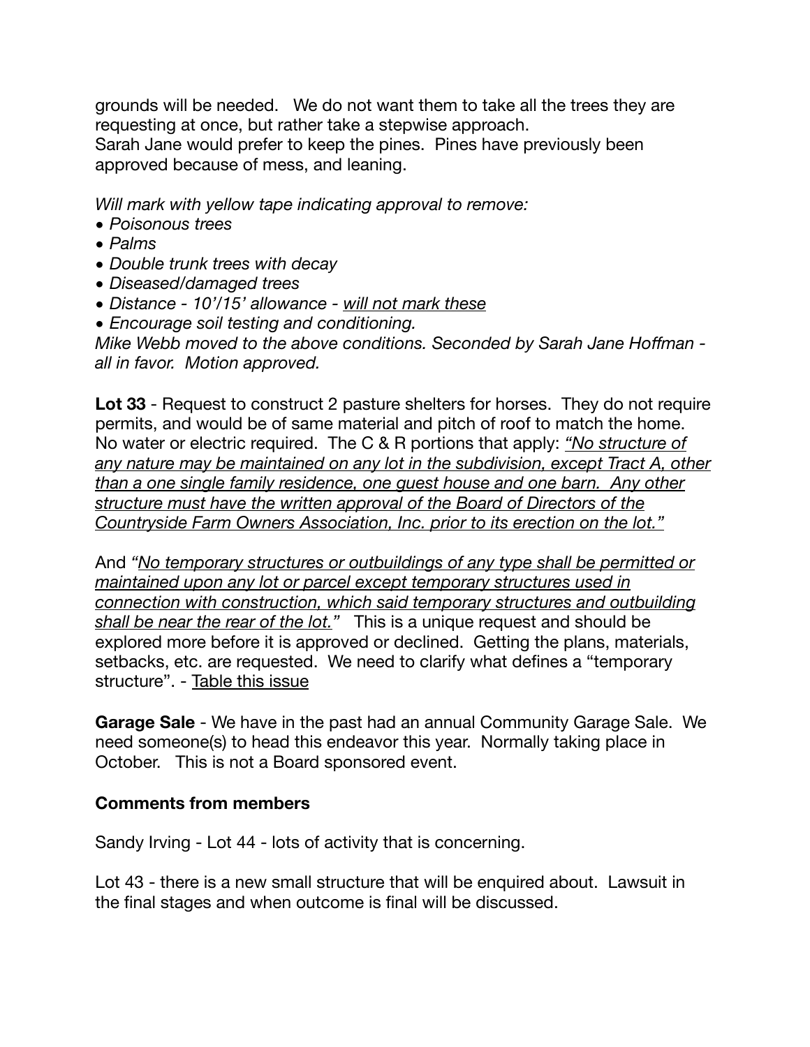grounds will be needed.   We do not want them to take all the trees they are requesting at once, but rather take a stepwise approach.
Sarah Jane would prefer to keep the pines.  Pines have previously been approved because of mess, and leaning.

*Will mark with yellow tape indicating approval to remove:*

- *Poisonous trees*
- *Palms*
- *Double trunk trees with decay*
- *Diseased/damaged trees*
- *Distance - 10'/15' allowance - <u>will not mark these</u>*
- *Encourage soil testing and conditioning.*

*Mike Webb moved to the above conditions. Seconded by Sarah Jane Hoffman - all in favor.  Motion approved.*

**Lot 33** - Request to construct 2 pasture shelters for horses.  They do not require permits, and would be of same material and pitch of roof to match the home. No water or electric required.  The C & R portions that apply: *<u>"No structure of any nature may be maintained on any lot in the subdivision, except Tract A, other than a one single family residence, one guest house and one barn.  Any other structure must have the written approval of the Board of Directors of the Countryside Farm Owners Association, Inc. prior to its erection on the lot."</u>*

And *<u>"No temporary structures or outbuildings of any type shall be permitted or maintained upon any lot or parcel except temporary structures used in connection with construction, which said temporary structures and outbuilding shall be near the rear of the lot."</u>*   This is a unique request and should be explored more before it is approved or declined.  Getting the plans, materials, setbacks, etc. are requested.  We need to clarify what defines a "temporary structure". - <u>Table this issue</u>

**Garage Sale** - We have in the past had an annual Community Garage Sale.  We need someone(s) to head this endeavor this year.  Normally taking place in October.   This is not a Board sponsored event.

**Comments from members**

Sandy Irving - Lot 44 - lots of activity that is concerning.

Lot 43 - there is a new small structure that will be enquired about.  Lawsuit in the final stages and when outcome is final will be discussed.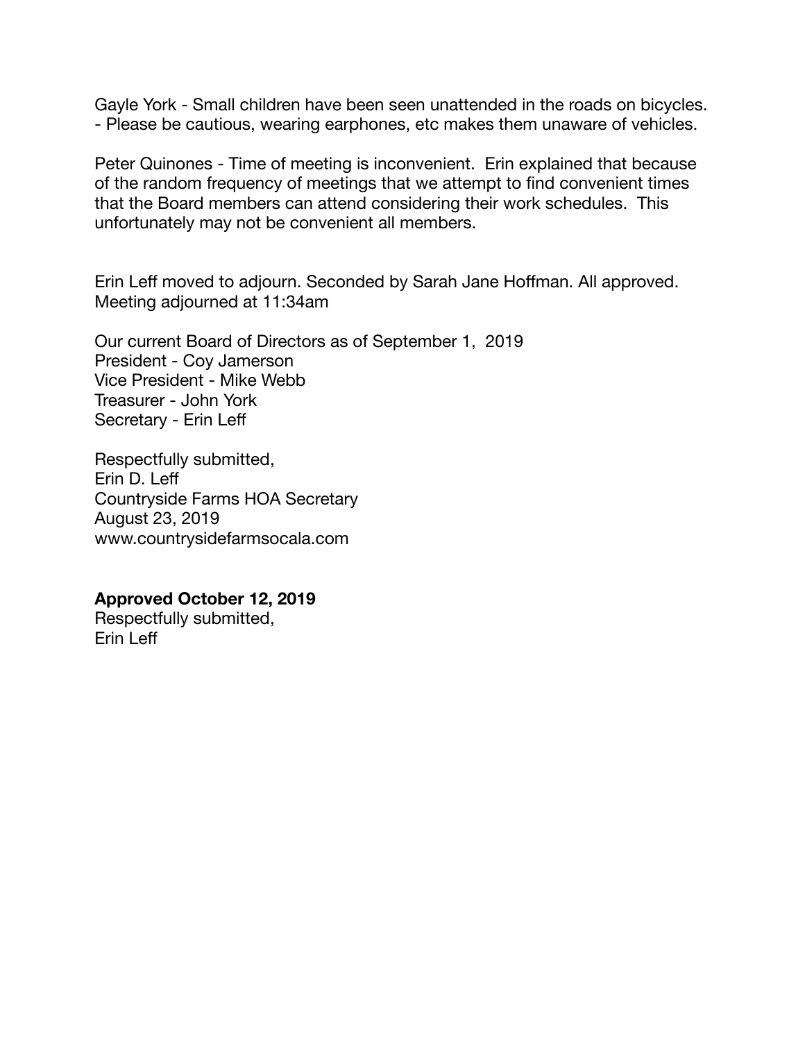Gayle York - Small children have been seen unattended in the roads on bicycles.
- Please be cautious, wearing earphones, etc makes them unaware of vehicles.

Peter Quinones - Time of meeting is inconvenient. Erin explained that because of the random frequency of meetings that we attempt to find convenient times that the Board members can attend considering their work schedules. This unfortunately may not be convenient all members.

Erin Leff moved to adjourn. Seconded by Sarah Jane Hoffman. All approved.
Meeting adjourned at 11:34am

Our current Board of Directors as of September 1, 2019
President - Coy Jamerson
Vice President - Mike Webb
Treasurer - John York
Secretary - Erin Leff

Respectfully submitted,
Erin D. Leff
Countryside Farms HOA Secretary
August 23, 2019
www.countrysidefarmsocala.com

**Approved October 12, 2019**
Respectfully submitted,
Erin Leff